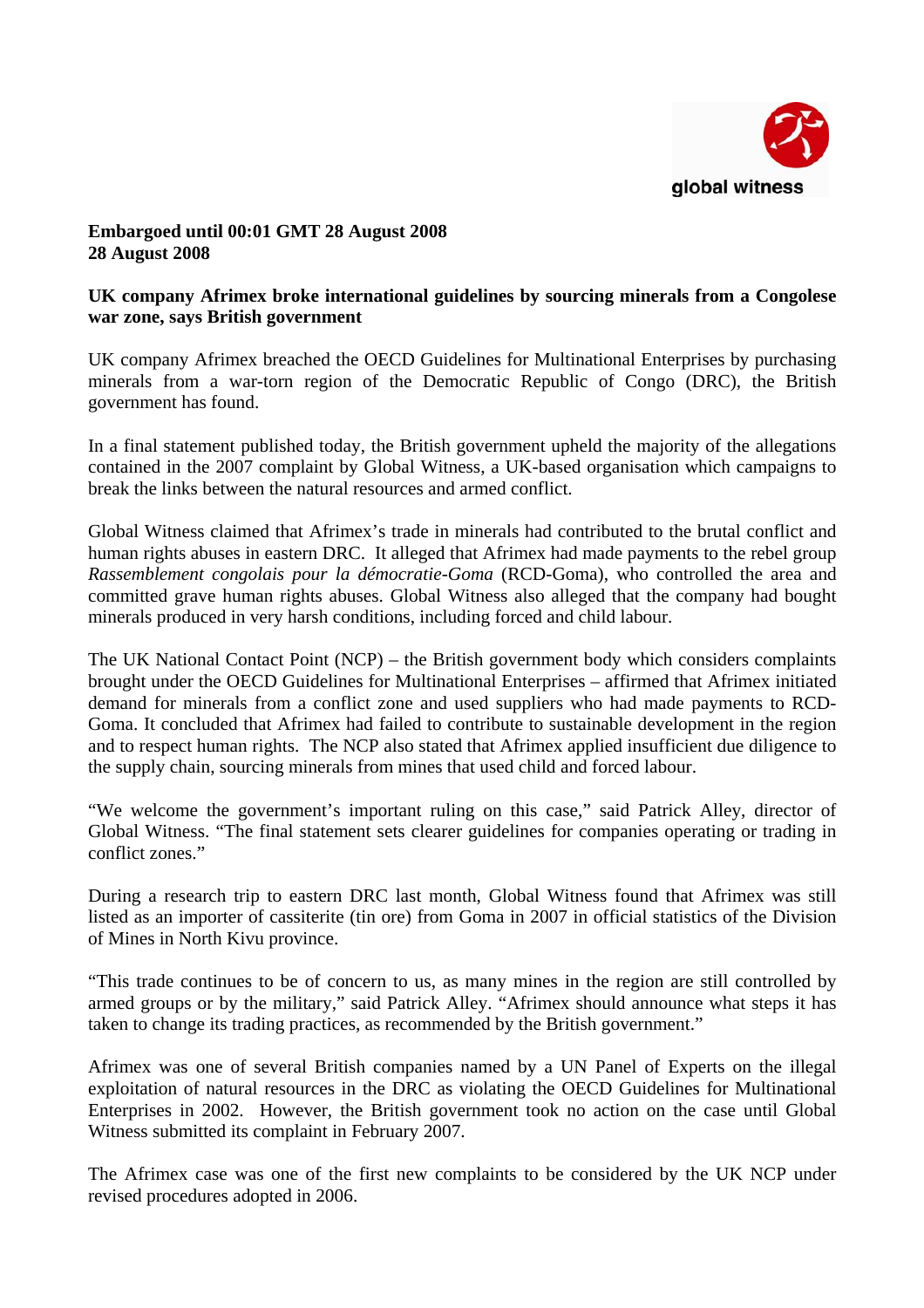global witness

**Embargoed until 00:01 GMT 28 August 2008**
**28 August 2008**

**UK company Afrimex broke international guidelines by sourcing minerals from a Congolese war zone, says British government**

UK company Afrimex breached the OECD Guidelines for Multinational Enterprises by purchasing minerals from a war-torn region of the Democratic Republic of Congo (DRC), the British government has found.

In a final statement published today, the British government upheld the majority of the allegations contained in the 2007 complaint by Global Witness, a UK-based organisation which campaigns to break the links between the natural resources and armed conflict.

Global Witness claimed that Afrimex's trade in minerals had contributed to the brutal conflict and human rights abuses in eastern DRC. It alleged that Afrimex had made payments to the rebel group *Rassemblement congolais pour la démocratie-Goma* (RCD-Goma), who controlled the area and committed grave human rights abuses. Global Witness also alleged that the company had bought minerals produced in very harsh conditions, including forced and child labour.

The UK National Contact Point (NCP) – the British government body which considers complaints brought under the OECD Guidelines for Multinational Enterprises – affirmed that Afrimex initiated demand for minerals from a conflict zone and used suppliers who had made payments to RCD-Goma. It concluded that Afrimex had failed to contribute to sustainable development in the region and to respect human rights. The NCP also stated that Afrimex applied insufficient due diligence to the supply chain, sourcing minerals from mines that used child and forced labour.

"We welcome the government's important ruling on this case," said Patrick Alley, director of Global Witness. "The final statement sets clearer guidelines for companies operating or trading in conflict zones."

During a research trip to eastern DRC last month, Global Witness found that Afrimex was still listed as an importer of cassiterite (tin ore) from Goma in 2007 in official statistics of the Division of Mines in North Kivu province.

"This trade continues to be of concern to us, as many mines in the region are still controlled by armed groups or by the military," said Patrick Alley. "Afrimex should announce what steps it has taken to change its trading practices, as recommended by the British government."

Afrimex was one of several British companies named by a UN Panel of Experts on the illegal exploitation of natural resources in the DRC as violating the OECD Guidelines for Multinational Enterprises in 2002. However, the British government took no action on the case until Global Witness submitted its complaint in February 2007.

The Afrimex case was one of the first new complaints to be considered by the UK NCP under revised procedures adopted in 2006.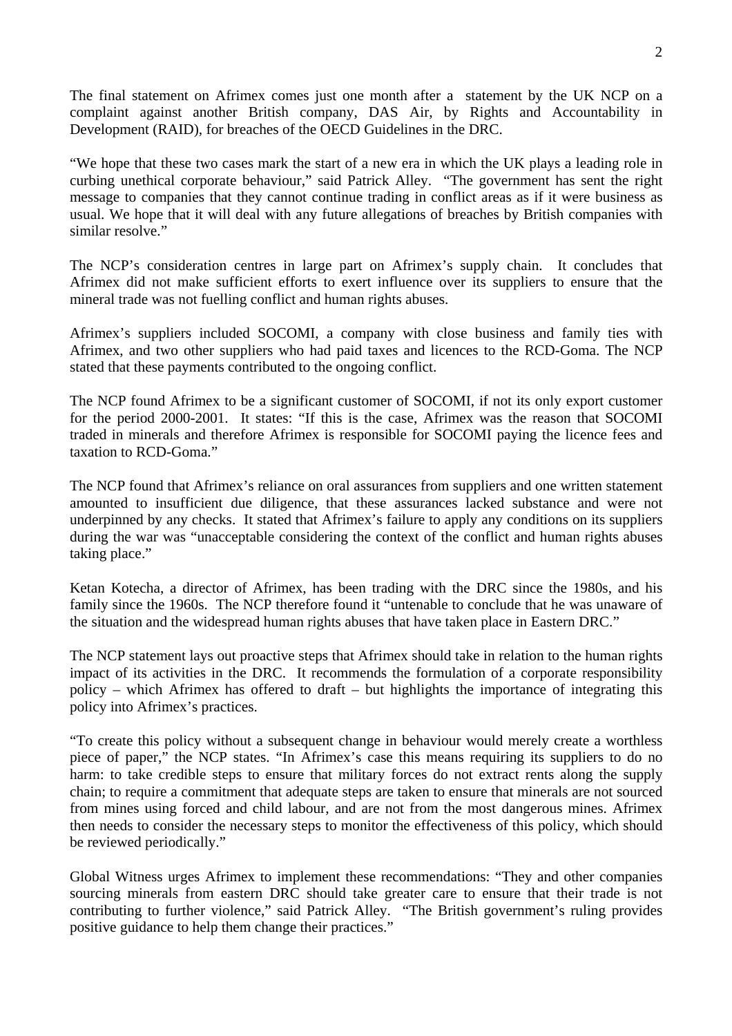The final statement on Afrimex comes just one month after a statement by the UK NCP on a complaint against another British company, DAS Air, by Rights and Accountability in Development (RAID), for breaches of the OECD Guidelines in the DRC.

"We hope that these two cases mark the start of a new era in which the UK plays a leading role in curbing unethical corporate behaviour," said Patrick Alley. "The government has sent the right message to companies that they cannot continue trading in conflict areas as if it were business as usual. We hope that it will deal with any future allegations of breaches by British companies with similar resolve."

The NCP's consideration centres in large part on Afrimex's supply chain. It concludes that Afrimex did not make sufficient efforts to exert influence over its suppliers to ensure that the mineral trade was not fuelling conflict and human rights abuses.

Afrimex's suppliers included SOCOMI, a company with close business and family ties with Afrimex, and two other suppliers who had paid taxes and licences to the RCD-Goma. The NCP stated that these payments contributed to the ongoing conflict.

The NCP found Afrimex to be a significant customer of SOCOMI, if not its only export customer for the period 2000-2001. It states: "If this is the case, Afrimex was the reason that SOCOMI traded in minerals and therefore Afrimex is responsible for SOCOMI paying the licence fees and taxation to RCD-Goma."

The NCP found that Afrimex's reliance on oral assurances from suppliers and one written statement amounted to insufficient due diligence, that these assurances lacked substance and were not underpinned by any checks. It stated that Afrimex's failure to apply any conditions on its suppliers during the war was "unacceptable considering the context of the conflict and human rights abuses taking place."

Ketan Kotecha, a director of Afrimex, has been trading with the DRC since the 1980s, and his family since the 1960s. The NCP therefore found it "untenable to conclude that he was unaware of the situation and the widespread human rights abuses that have taken place in Eastern DRC."

The NCP statement lays out proactive steps that Afrimex should take in relation to the human rights impact of its activities in the DRC. It recommends the formulation of a corporate responsibility policy – which Afrimex has offered to draft – but highlights the importance of integrating this policy into Afrimex's practices.

"To create this policy without a subsequent change in behaviour would merely create a worthless piece of paper," the NCP states. "In Afrimex's case this means requiring its suppliers to do no harm: to take credible steps to ensure that military forces do not extract rents along the supply chain; to require a commitment that adequate steps are taken to ensure that minerals are not sourced from mines using forced and child labour, and are not from the most dangerous mines. Afrimex then needs to consider the necessary steps to monitor the effectiveness of this policy, which should be reviewed periodically."

Global Witness urges Afrimex to implement these recommendations: "They and other companies sourcing minerals from eastern DRC should take greater care to ensure that their trade is not contributing to further violence," said Patrick Alley. "The British government's ruling provides positive guidance to help them change their practices."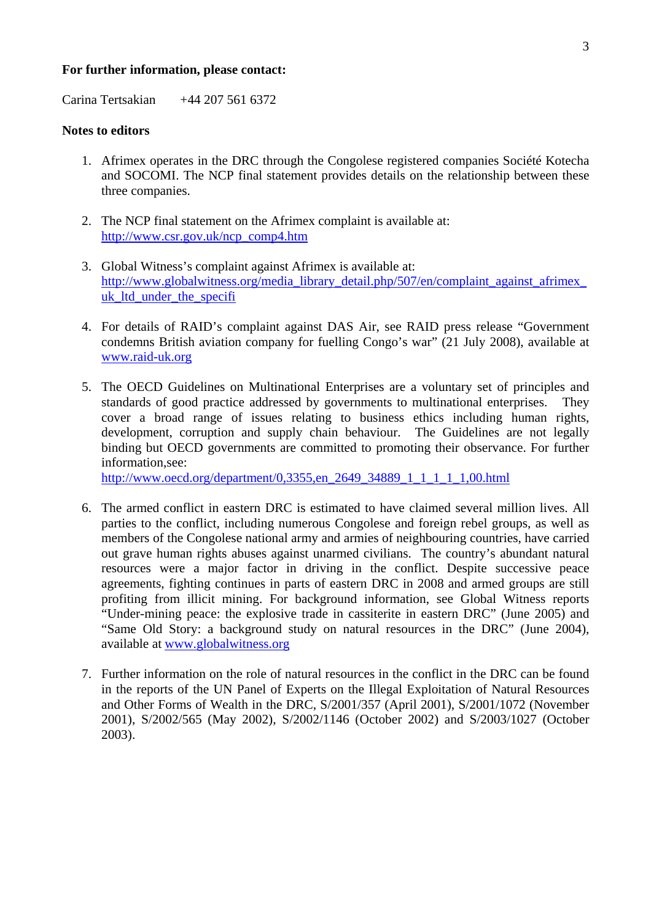**For further information, please contact:**

Carina Tertsakian +44 207 561 6372

**Notes to editors**

1. Afrimex operates in the DRC through the Congolese registered companies Société Kotecha and SOCOMI. The NCP final statement provides details on the relationship between these three companies.

2. The NCP final statement on the Afrimex complaint is available at: http://www.csr.gov.uk/ncp_comp4.htm

3. Global Witness's complaint against Afrimex is available at: http://www.globalwitness.org/media_library_detail.php/507/en/complaint_against_afrimex_uk_ltd_under_the_specifi

4. For details of RAID's complaint against DAS Air, see RAID press release "Government condemns British aviation company for fuelling Congo's war" (21 July 2008), available at www.raid-uk.org

5. The OECD Guidelines on Multinational Enterprises are a voluntary set of principles and standards of good practice addressed by governments to multinational enterprises. They cover a broad range of issues relating to business ethics including human rights, development, corruption and supply chain behaviour. The Guidelines are not legally binding but OECD governments are committed to promoting their observance. For further information,see: http://www.oecd.org/department/0,3355,en_2649_34889_1_1_1_1_1,00.html

6. The armed conflict in eastern DRC is estimated to have claimed several million lives. All parties to the conflict, including numerous Congolese and foreign rebel groups, as well as members of the Congolese national army and armies of neighbouring countries, have carried out grave human rights abuses against unarmed civilians. The country's abundant natural resources were a major factor in driving in the conflict. Despite successive peace agreements, fighting continues in parts of eastern DRC in 2008 and armed groups are still profiting from illicit mining. For background information, see Global Witness reports "Under-mining peace: the explosive trade in cassiterite in eastern DRC" (June 2005) and "Same Old Story: a background study on natural resources in the DRC" (June 2004), available at www.globalwitness.org

7. Further information on the role of natural resources in the conflict in the DRC can be found in the reports of the UN Panel of Experts on the Illegal Exploitation of Natural Resources and Other Forms of Wealth in the DRC, S/2001/357 (April 2001), S/2001/1072 (November 2001), S/2002/565 (May 2002), S/2002/1146 (October 2002) and S/2003/1027 (October 2003).